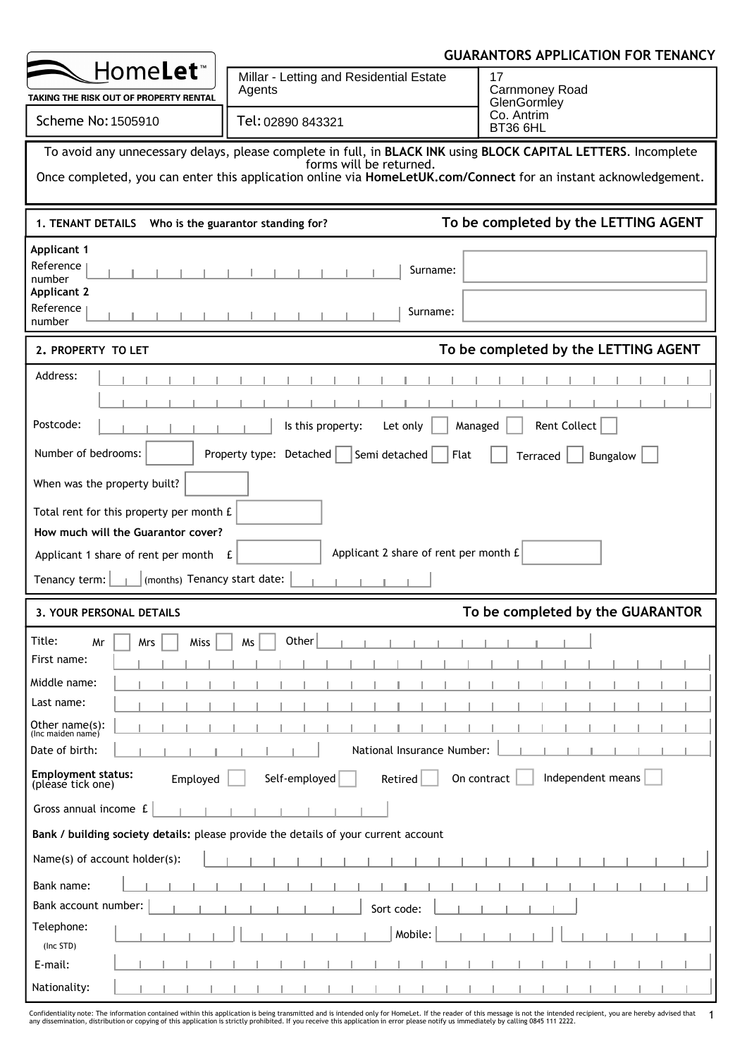## GUARANTORS APPLICATION FOR TENANCY

HomeLet™
TAKING THE RISK OUT OF PROPERTY RENTAL

| | | |
|---|---|---|
| Scheme No: 1505910 | Millar - Letting and Residential Estate Agents | 17 Carnmoney Road GlenGormley Co. Antrim BT36 6HL |
| | Tel: 02890 843321 | |

To avoid any unnecessary delays, please complete in full, in **BLACK INK** using **BLOCK CAPITAL LETTERS**. Incomplete forms will be returned.
Once completed, you can enter this application online via **HomeLetUK.com/Connect** for an instant acknowledgement.

### 1. TENANT DETAILS Who is the guarantor standing for? — To be completed by the LETTING AGENT

**Applicant 1**
Reference number: Surname:

**Applicant 2**
Reference number: Surname:

### 2. PROPERTY TO LET — To be completed by the LETTING AGENT

Address:

Postcode: Is this property: Let only ☐ Managed ☐ Rent Collect ☐

Number of bedrooms: Property type: Detached ☐ Semi detached ☐ Flat ☐ Terraced ☐ Bungalow ☐

When was the property built?

Total rent for this property per month £

**How much will the Guarantor cover?**

Applicant 1 share of rent per month £ Applicant 2 share of rent per month £

Tenancy term: (months) Tenancy start date:

### 3. YOUR PERSONAL DETAILS — To be completed by the GUARANTOR

Title: Mr ☐ Mrs ☐ Miss ☐ Ms ☐ Other

First name:

Middle name:

Last name:

Other name(s): (Inc maiden name)

Date of birth: National Insurance Number:

**Employment status:** (please tick one) Employed ☐ Self-employed ☐ Retired ☐ On contract ☐ Independent means ☐

Gross annual income £

**Bank / building society details:** please provide the details of your current account

Name(s) of account holder(s):

Bank name:

Bank account number: Sort code:

Telephone: (Inc STD) Mobile:

E-mail:

Nationality:

Confidentiality note: The information contained within this application is being transmitted and is intended only for HomeLet. If the reader of this message is not the intended recipient, you are hereby advised that any dissemination, distribution or copying of this application is strictly prohibited. If you receive this application in error please notify us immediately by calling 0845 111 2222.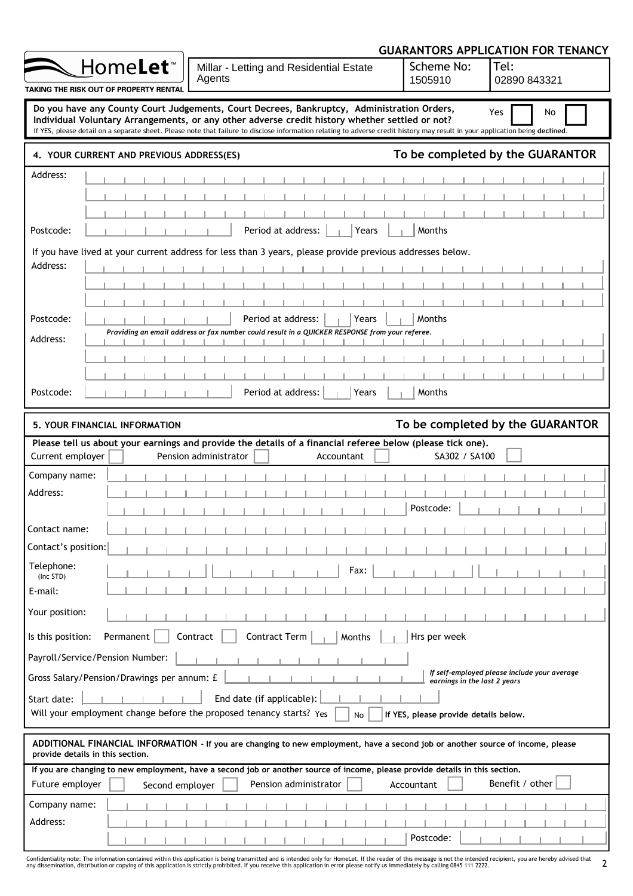# GUARANTORS APPLICATION FOR TENANCY

| HomeLet™ TAKING THE RISK OUT OF PROPERTY RENTAL | Millar - Letting and Residential Estate Agents | Scheme No: 1505910 | Tel: 02890 843321 |
|---|---|---|---|

**Do you have any County Court Judgements, Court Decrees, Bankruptcy, Administration Orders, Individual Voluntary Arrangements, or any other adverse credit history whether settled or not?** Yes ☐ No ☐

If YES, please detail on a separate sheet. Please note that failure to disclose information relating to adverse credit history may result in your application being **declined**.

## 4. YOUR CURRENT AND PREVIOUS ADDRESS(ES) — To be completed by the GUARANTOR

Address:

Postcode: Period at address: Years Months

If you have lived at your current address for less than 3 years, please provide previous addresses below.

Address:

Postcode: Period at address: Years Months

*Providing an email address or fax number could result in a QUICKER RESPONSE from your referee.*

Address:

Postcode: Period at address: Years Months

## 5. YOUR FINANCIAL INFORMATION — To be completed by the GUARANTOR

**Please tell us about your earnings and provide the details of a financial referee below (please tick one).**

Current employer ☐ Pension administrator ☐ Accountant ☐ SA302 / SA100 ☐

Company name:

Address:

Postcode:

Contact name:

Contact's position:

Telephone: (Inc STD) Fax:

E-mail:

Your position:

Is this position: Permanent ☐ Contract ☐ Contract Term Months Hrs per week

Payroll/Service/Pension Number:

Gross Salary/Pension/Drawings per annum: £

*If self-employed please include your average earnings in the last 2 years*

Start date: End date (if applicable):

Will your employment change before the proposed tenancy starts? Yes ☐ No ☐ **If YES, please provide details below.**

**ADDITIONAL FINANCIAL INFORMATION - If you are changing to new employment, have a second job or another source of income, please provide details in this section.**

**If you are changing to new employment, have a second job or another source of income, please provide details in this section.**

Future employer ☐ Second employer ☐ Pension administrator ☐ Accountant ☐ Benefit / other ☐

Company name:

Address:

Postcode:

Confidentiality note: The information contained within this application is being transmitted and is intended only for HomeLet. If the reader of this message is not the intended recipient, you are hereby advised that any dissemination, distribution or copying of this application is strictly prohibited. If you receive this application in error please notify us immediately by calling 0845 111 2222.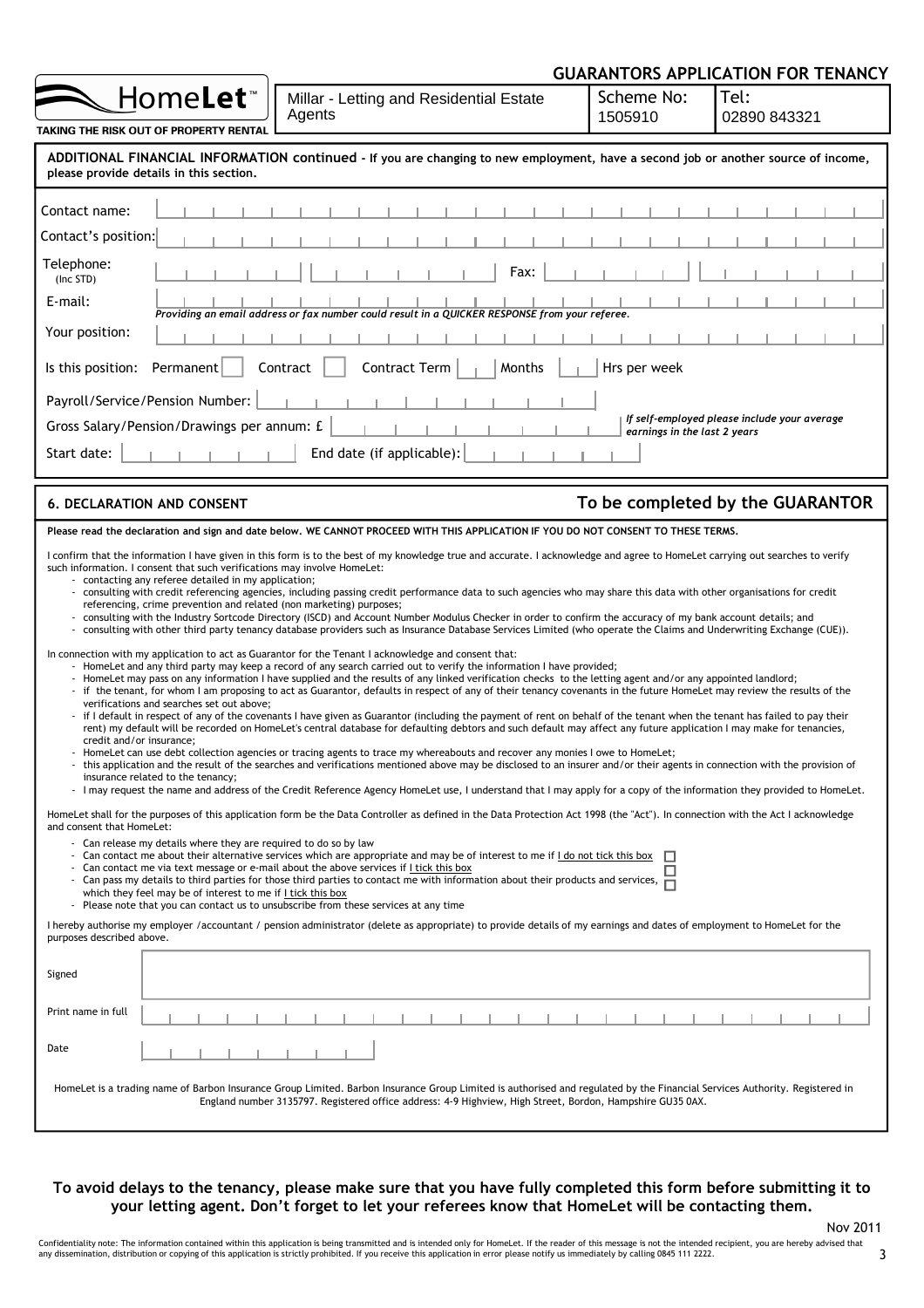## GUARANTORS APPLICATION FOR TENANCY

| HomeLet™ TAKING THE RISK OUT OF PROPERTY RENTAL | Millar - Letting and Residential Estate Agents | Scheme No: 1505910 | Tel: 02890 843321 |
|---|---|---|---|

**ADDITIONAL FINANCIAL INFORMATION continued - If you are changing to new employment, have a second job or another source of income, please provide details in this section.**

Contact name:

Contact's position:

Telephone: (Inc STD) Fax:

E-mail:

*Providing an email address or fax number could result in a QUICKER RESPONSE from your referee.*

Your position:

Is this position: Permanent ☐ Contract ☐ Contract Term ☐ Months ☐ Hrs per week

Payroll/Service/Pension Number:

Gross Salary/Pension/Drawings per annum: £

*If self-employed please include your average earnings in the last 2 years*

Start date: End date (if applicable):

## 6. DECLARATION AND CONSENT

## To be completed by the GUARANTOR

**Please read the declaration and sign and date below. WE CANNOT PROCEED WITH THIS APPLICATION IF YOU DO NOT CONSENT TO THESE TERMS.**

I confirm that the information I have given in this form is to the best of my knowledge true and accurate. I acknowledge and agree to HomeLet carrying out searches to verify such information. I consent that such verifications may involve HomeLet:

- contacting any referee detailed in my application;
- consulting with credit referencing agencies, including passing credit performance data to such agencies who may share this data with other organisations for credit referencing, crime prevention and related (non marketing) purposes;
- consulting with the Industry Sortcode Directory (ISCD) and Account Number Modulus Checker in order to confirm the accuracy of my bank account details; and
- consulting with other third party tenancy database providers such as Insurance Database Services Limited (who operate the Claims and Underwriting Exchange (CUE)).

In connection with my application to act as Guarantor for the Tenant I acknowledge and consent that:

- HomeLet and any third party may keep a record of any search carried out to verify the information I have provided;
- HomeLet may pass on any information I have supplied and the results of any linked verification checks to the letting agent and/or any appointed landlord;
- if the tenant, for whom I am proposing to act as Guarantor, defaults in respect of any of their tenancy covenants in the future HomeLet may review the results of the verifications and searches set out above;
- if I default in respect of any of the covenants I have given as Guarantor (including the payment of rent on behalf of the tenant when the tenant has failed to pay their rent) my default will be recorded on HomeLet's central database for defaulting debtors and such default may affect any future application I may make for tenancies, credit and/or insurance;
- HomeLet can use debt collection agencies or tracing agents to trace my whereabouts and recover any monies I owe to HomeLet;
- this application and the result of the searches and verifications mentioned above may be disclosed to an insurer and/or their agents in connection with the provision of insurance related to the tenancy;
- I may request the name and address of the Credit Reference Agency HomeLet use, I understand that I may apply for a copy of the information they provided to HomeLet.

HomeLet shall for the purposes of this application form be the Data Controller as defined in the Data Protection Act 1998 (the "Act"). In connection with the Act I acknowledge and consent that HomeLet:

- Can release my details where they are required to do so by law
- Can contact me about their alternative services which are appropriate and may be of interest to me if I do not tick this box ☐
- Can contact me via text message or e-mail about the above services if I tick this box ☐
- Can pass my details to third parties for those third parties to contact me with information about their products and services, which they feel may be of interest to me if I tick this box ☐
- Please note that you can contact us to unsubscribe from these services at any time

I hereby authorise my employer /accountant / pension administrator (delete as appropriate) to provide details of my earnings and dates of employment to HomeLet for the purposes described above.

Signed

Print name in full

Date

HomeLet is a trading name of Barbon Insurance Group Limited. Barbon Insurance Group Limited is authorised and regulated by the Financial Services Authority. Registered in England number 3135797. Registered office address: 4-9 Highview, High Street, Bordon, Hampshire GU35 0AX.

**To avoid delays to the tenancy, please make sure that you have fully completed this form before submitting it to your letting agent. Don't forget to let your referees know that HomeLet will be contacting them.**

Nov 2011

Confidentiality note: The information contained within this application is being transmitted and is intended only for HomeLet. If the reader of this message is not the intended recipient, you are hereby advised that any dissemination, distribution or copying of this application is strictly prohibited. If you receive this application in error please notify us immediately by calling 0845 111 2222.